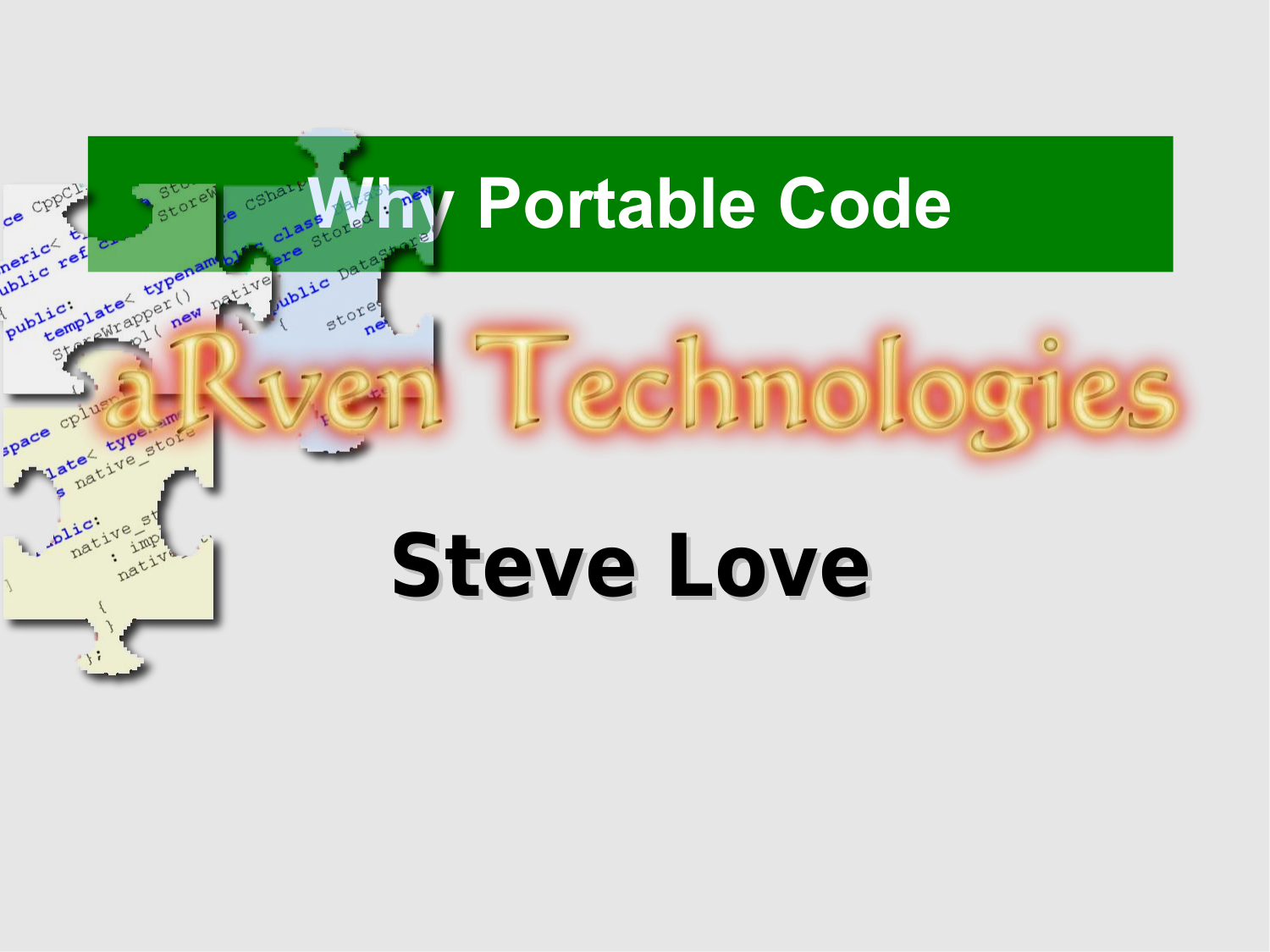# Why Portable Code

aRven Technologies

**Steve Love**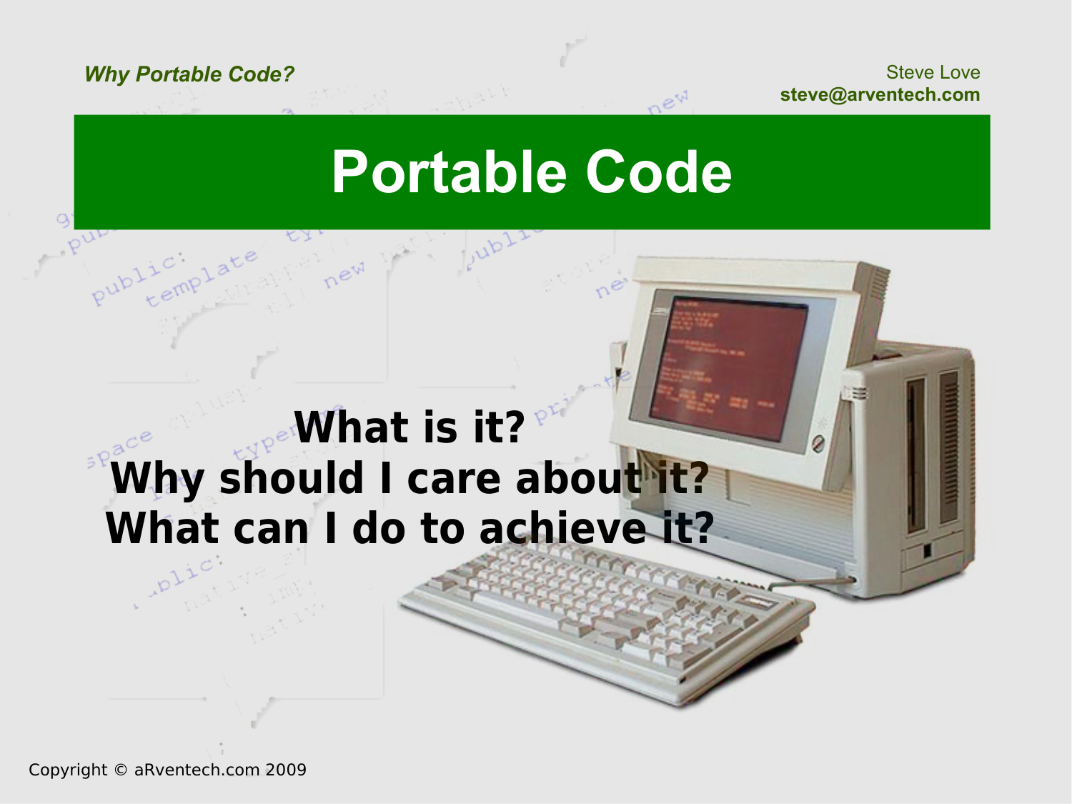# Portable Code

**What is it?**
**Why should I care about it?**
**What can I do to achieve it?**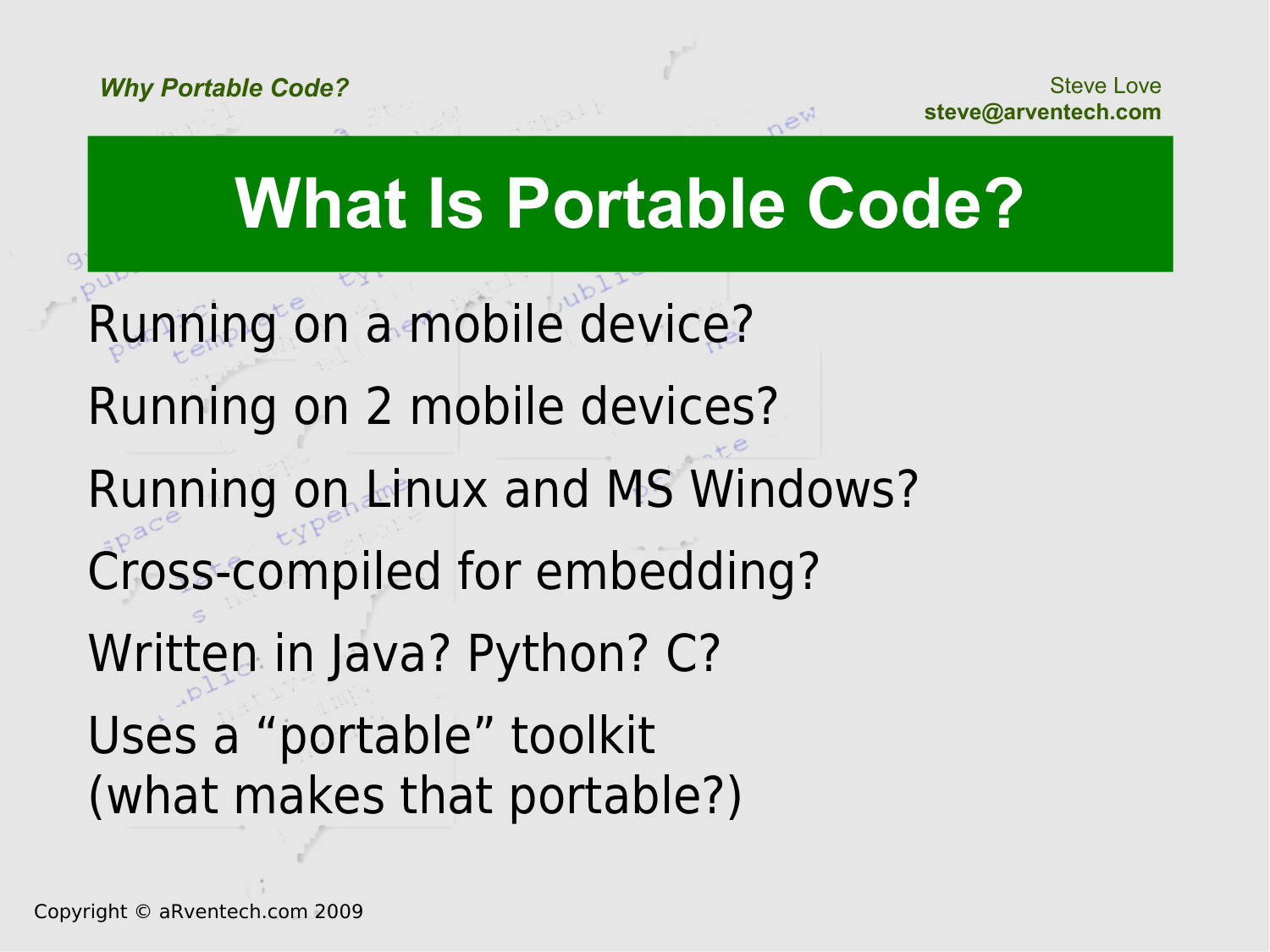# What Is Portable Code?

Running on a mobile device?

Running on 2 mobile devices?

Running on Linux and MS Windows?

Cross-compiled for embedding?

Written in Java? Python? C?

Uses a “portable” toolkit
(what makes that portable?)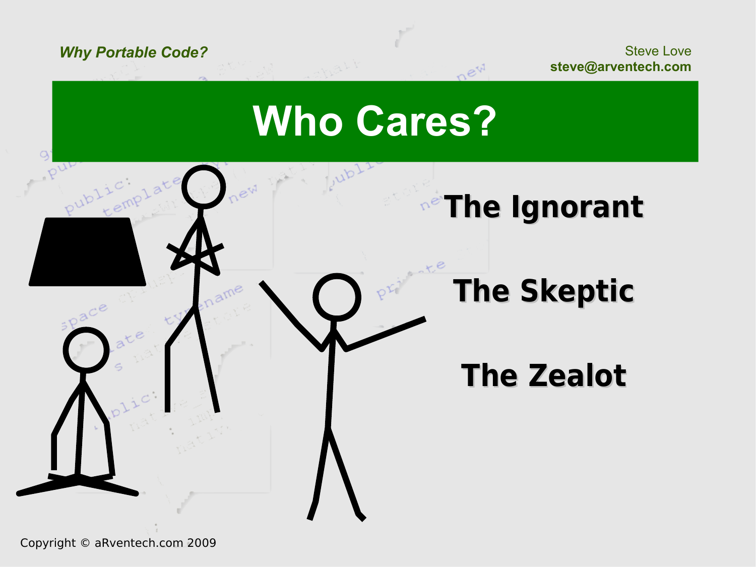# Who Cares?

**The Ignorant**

**The Skeptic**

**The Zealot**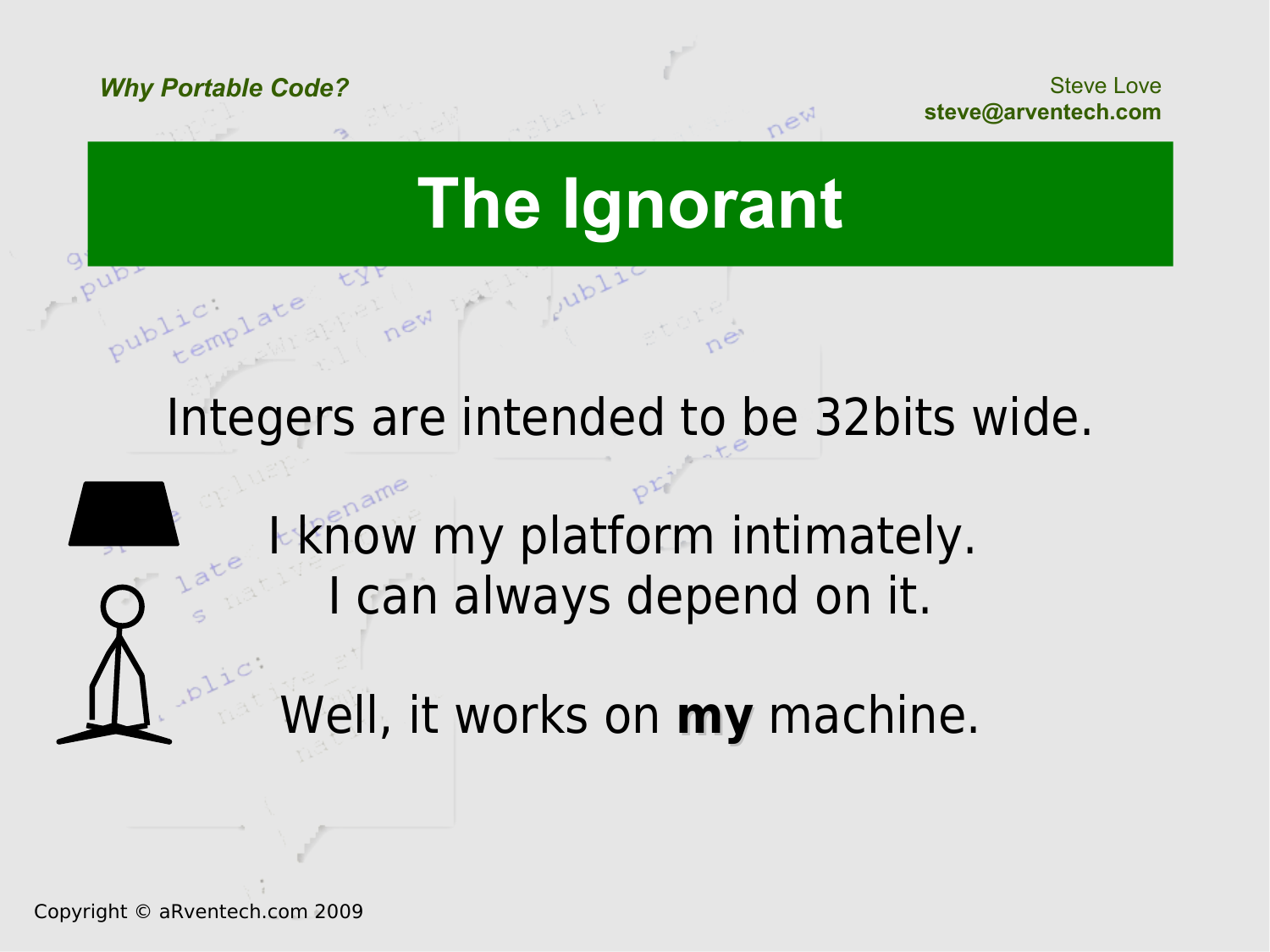# The Ignorant

Integers are intended to be 32bits wide.

I know my platform intimately.
I can always depend on it.

Well, it works on **my** machine.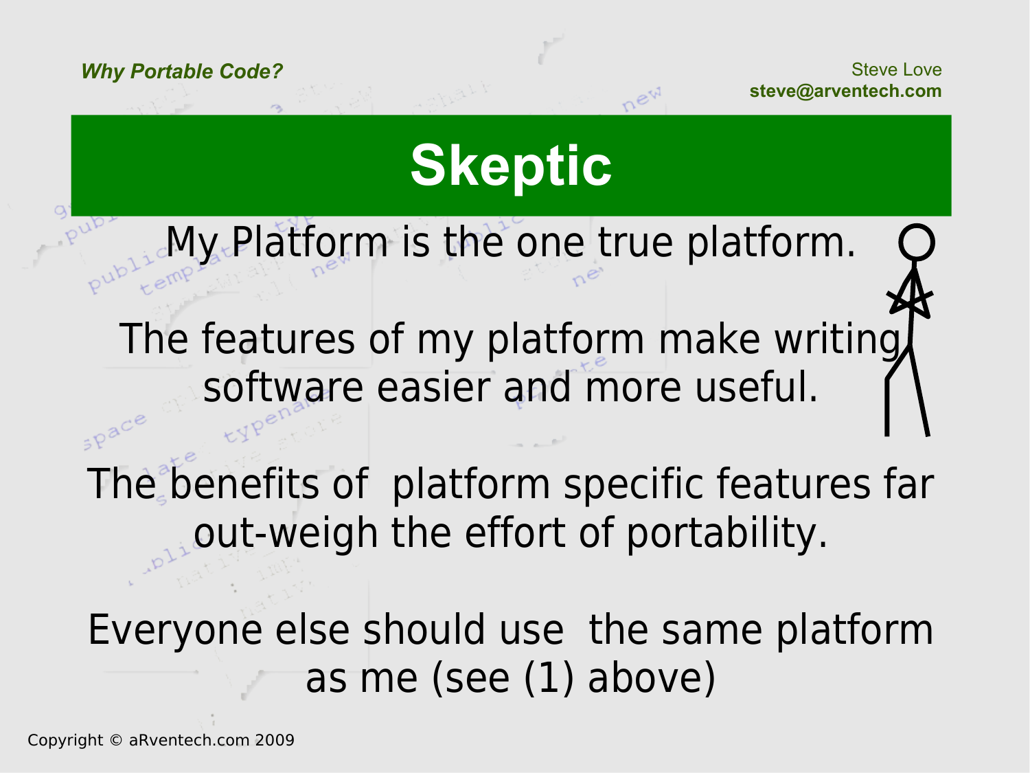# Skeptic

My Platform is the one true platform.

The features of my platform make writing software easier and more useful.

The benefits of platform specific features far out-weigh the effort of portability.

Everyone else should use the same platform as me (see (1) above)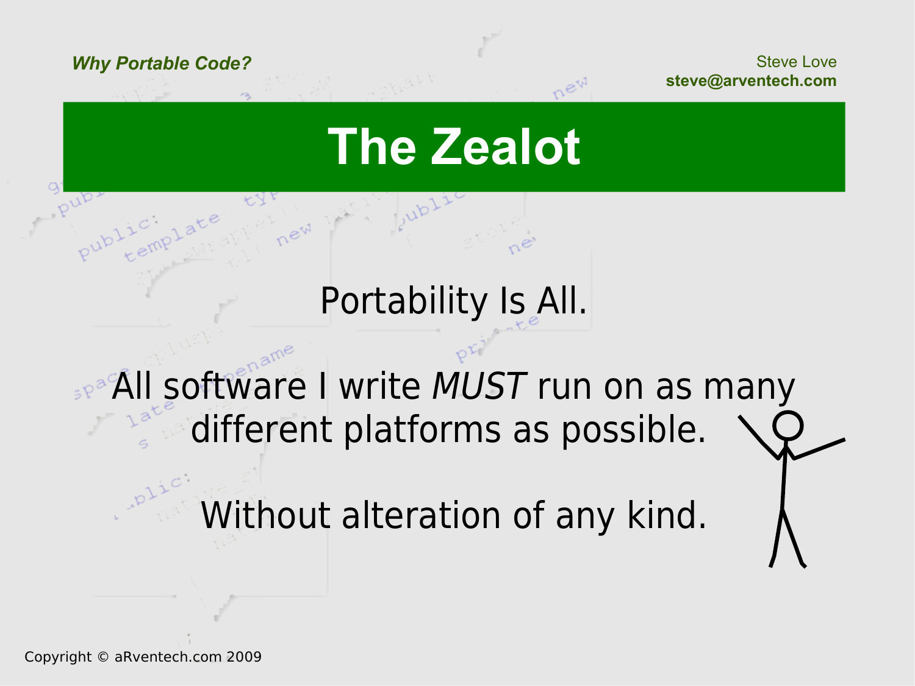# The Zealot

Portability Is All.

All software I write *MUST* run on as many different platforms as possible.

Without alteration of any kind.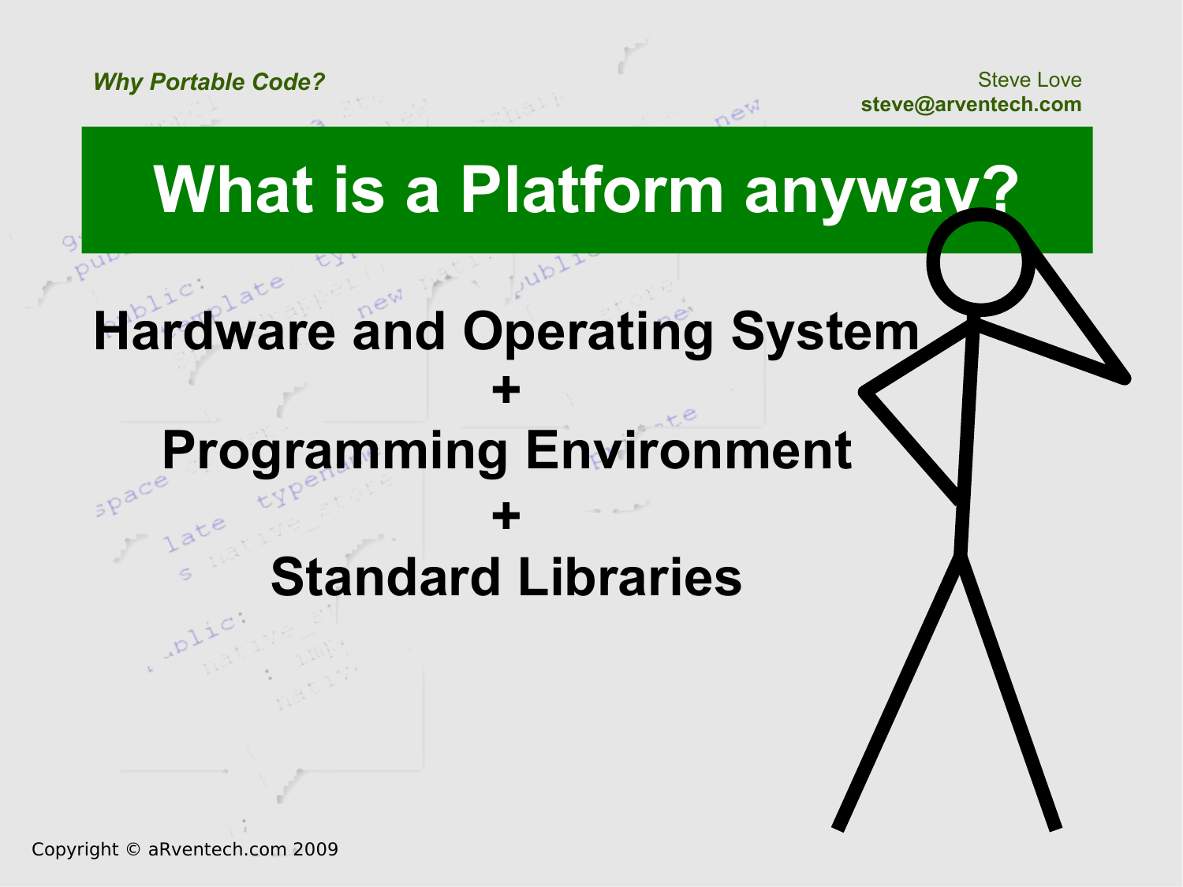# What is a Platform anyway?

**Hardware and Operating System**

**+**

**Programming Environment**

**+**

**Standard Libraries**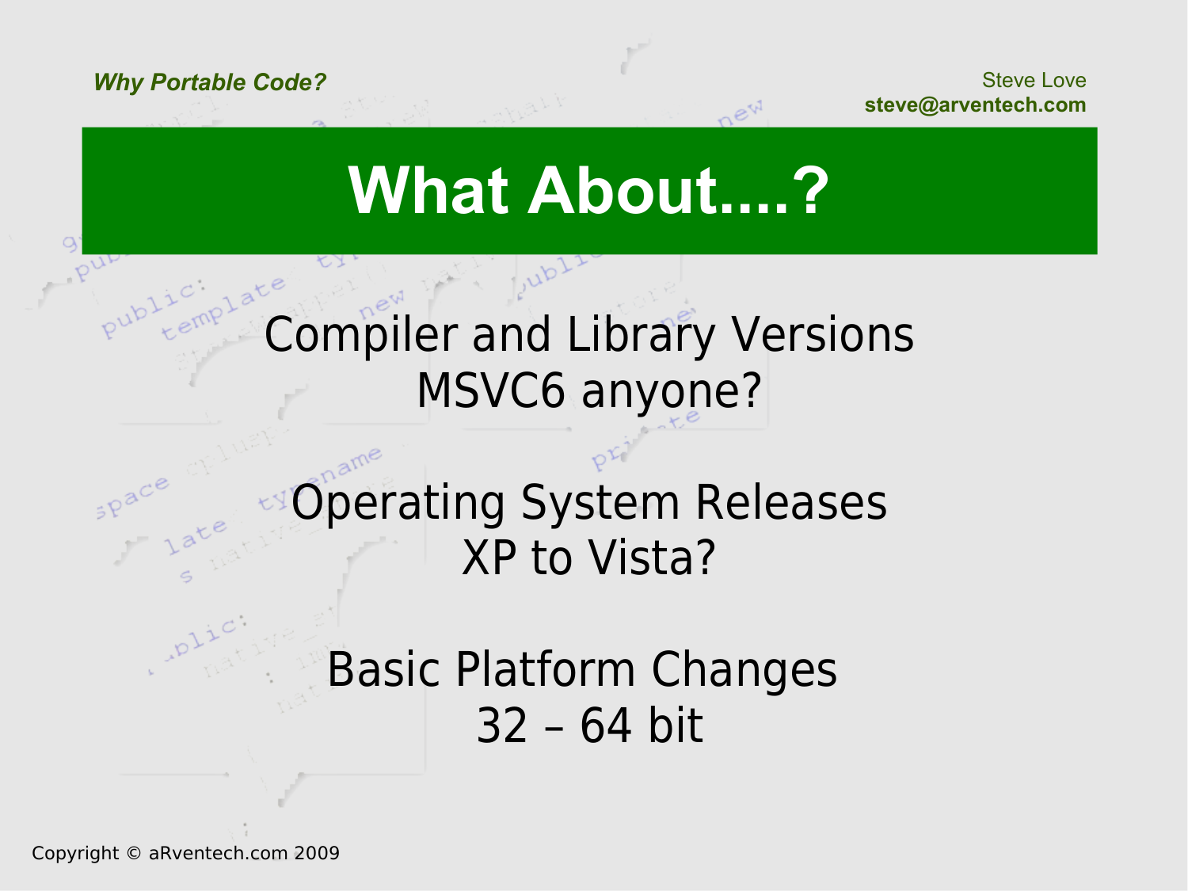# What About....?

Compiler and Library Versions
MSVC6 anyone?

Operating System Releases
XP to Vista?

Basic Platform Changes
32 – 64 bit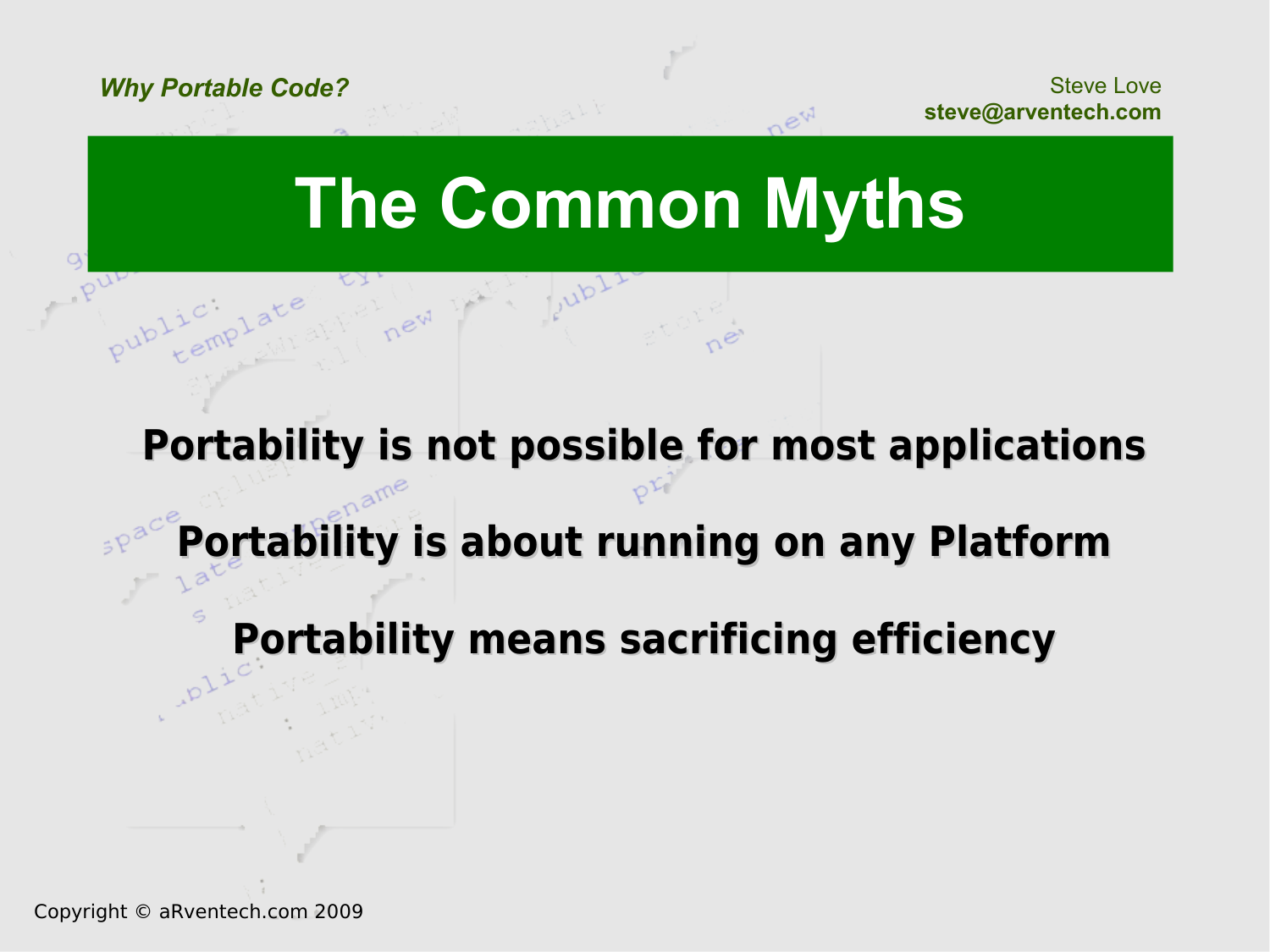# The Common Myths

**Portability is not possible for most applications**

**Portability is about running on any Platform**

**Portability means sacrificing efficiency**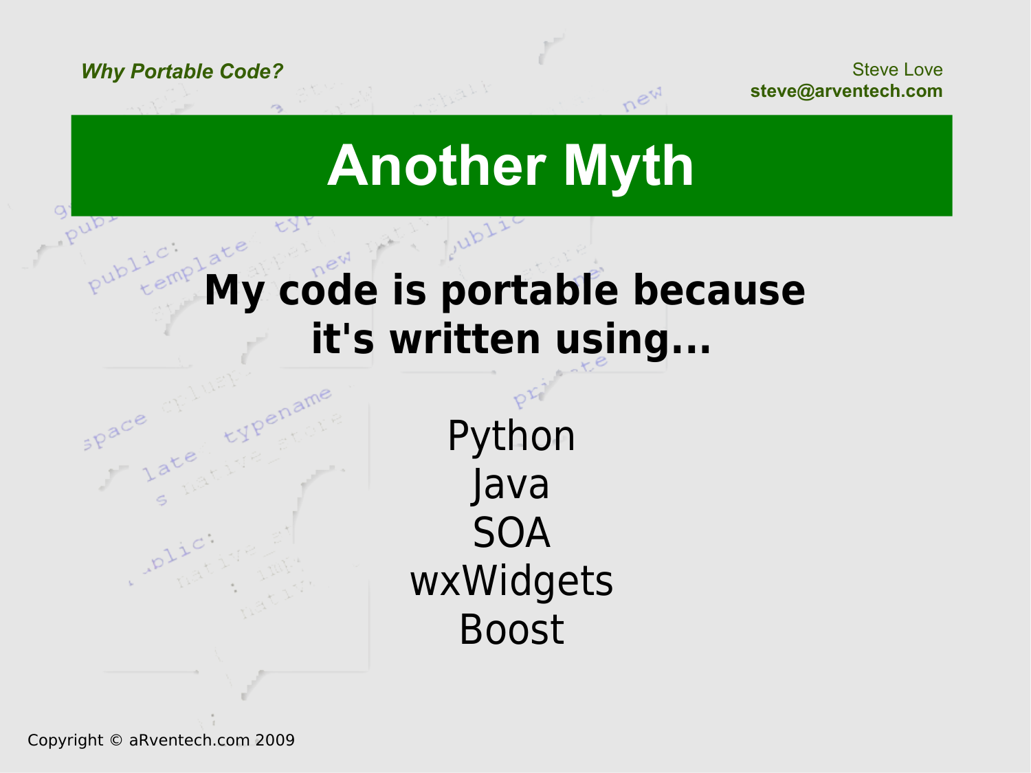# Another Myth

**My code is portable because it's written using...**

Python
Java
SOA
wxWidgets
Boost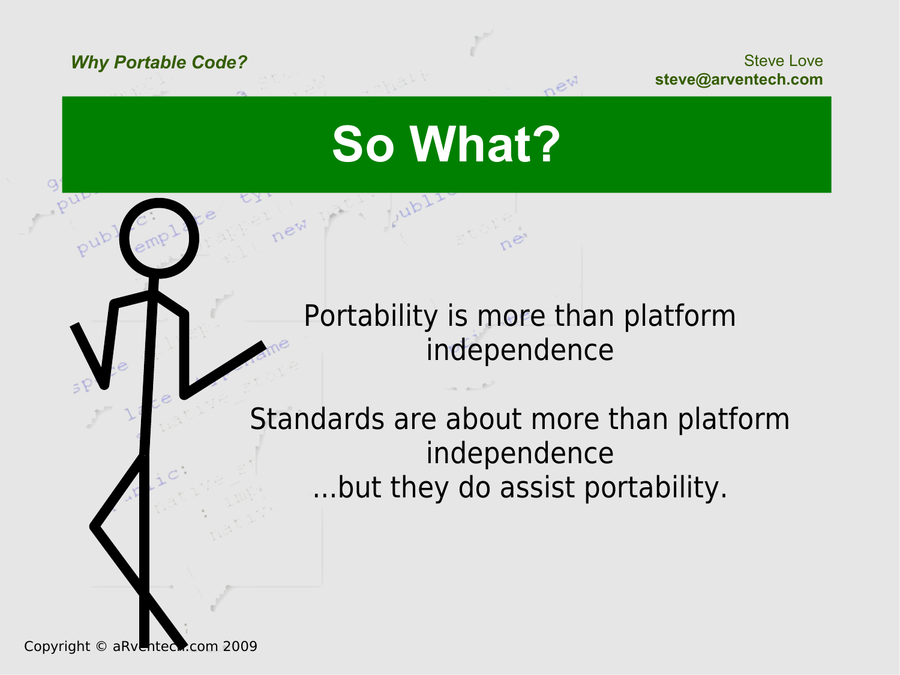# So What?

Portability is more than platform independence

Standards are about more than platform independence
...but they do assist portability.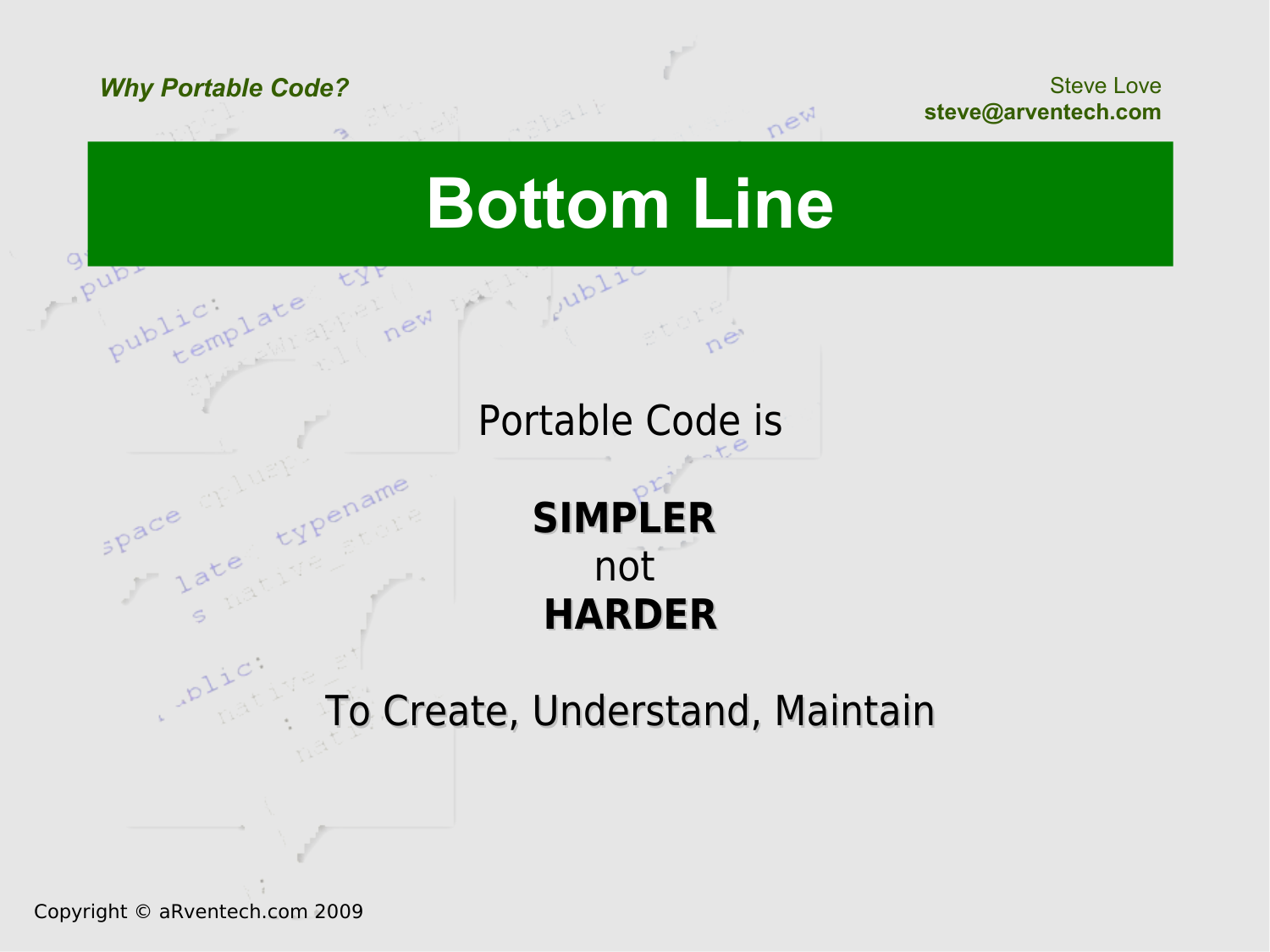# Bottom Line

Portable Code is

**SIMPLER**
not
**HARDER**

To Create, Understand, Maintain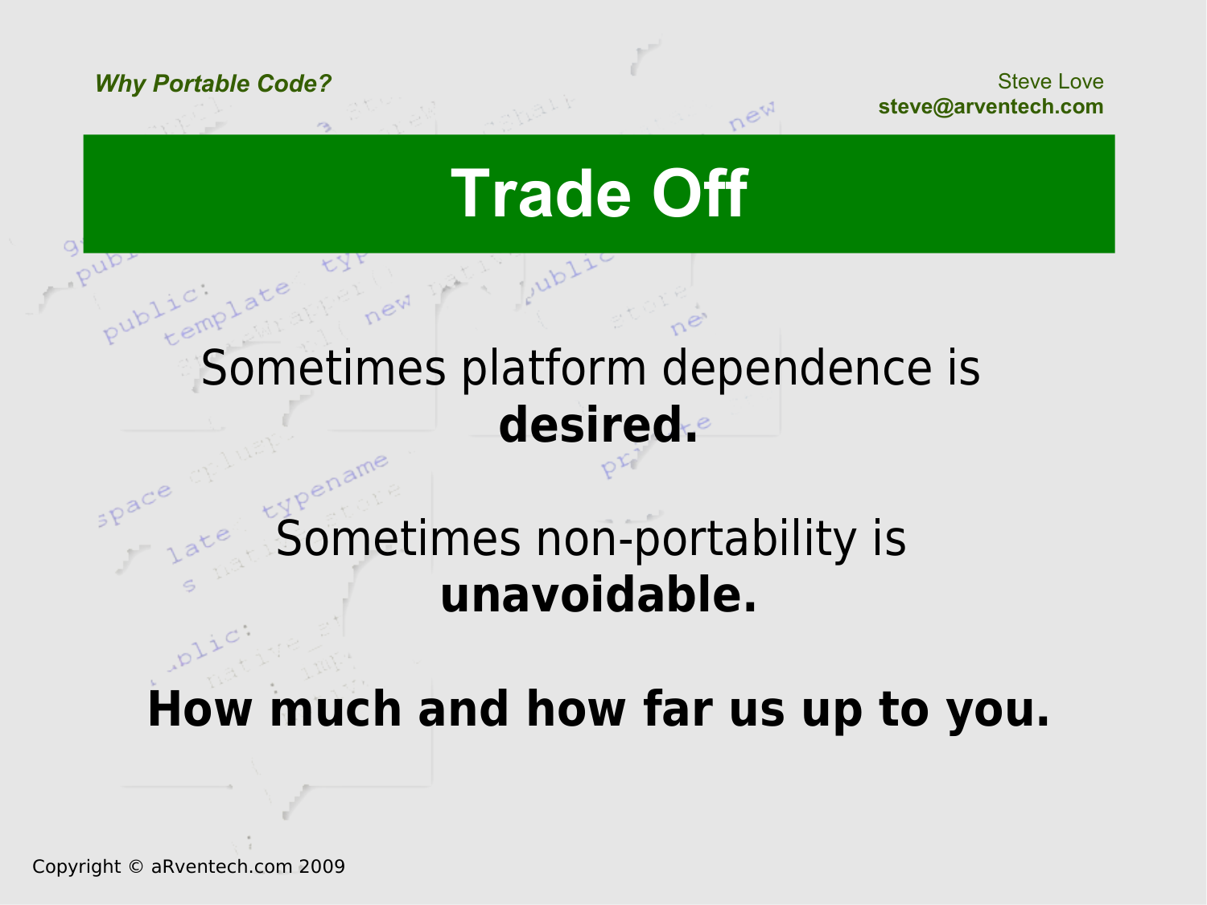# Trade Off

Sometimes platform dependence is **desired.**

Sometimes non-portability is **unavoidable.**

**How much and how far us up to you.**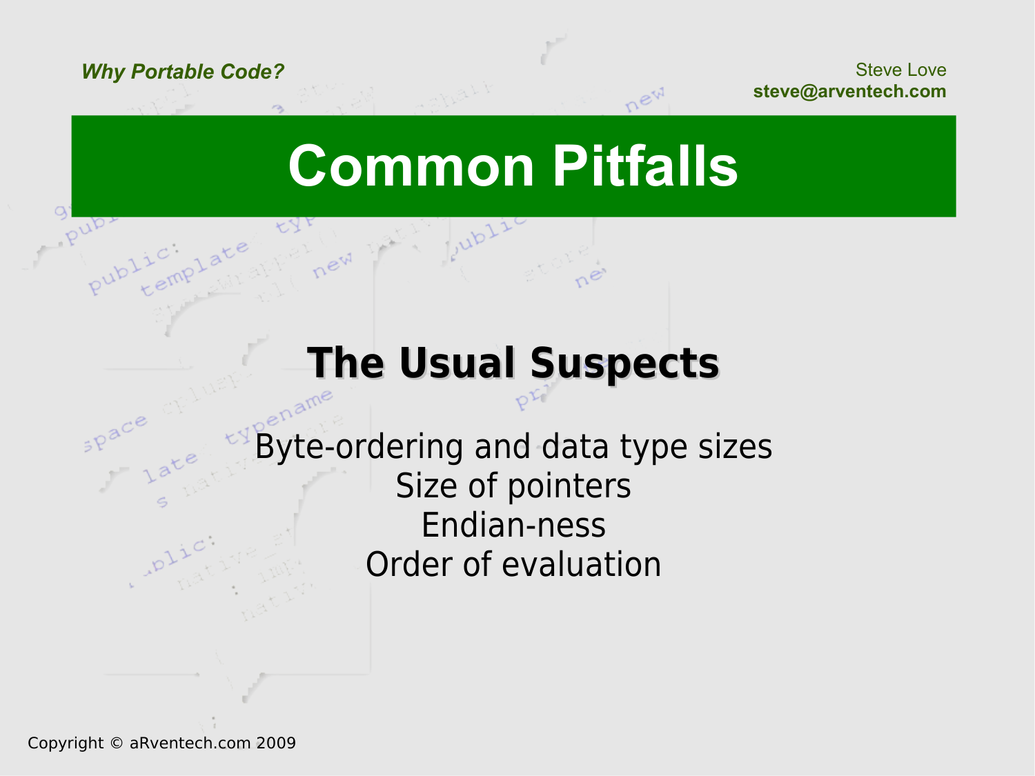# Common Pitfalls

## The Usual Suspects

Byte-ordering and data type sizes
Size of pointers
Endian-ness
Order of evaluation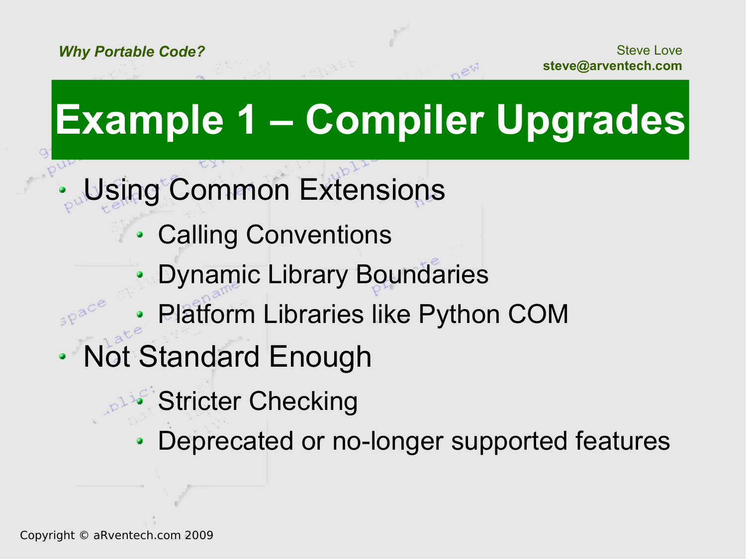# Example 1 – Compiler Upgrades

- Using Common Extensions
  - Calling Conventions
  - Dynamic Library Boundaries
  - Platform Libraries like Python COM
- Not Standard Enough
  - Stricter Checking
  - Deprecated or no-longer supported features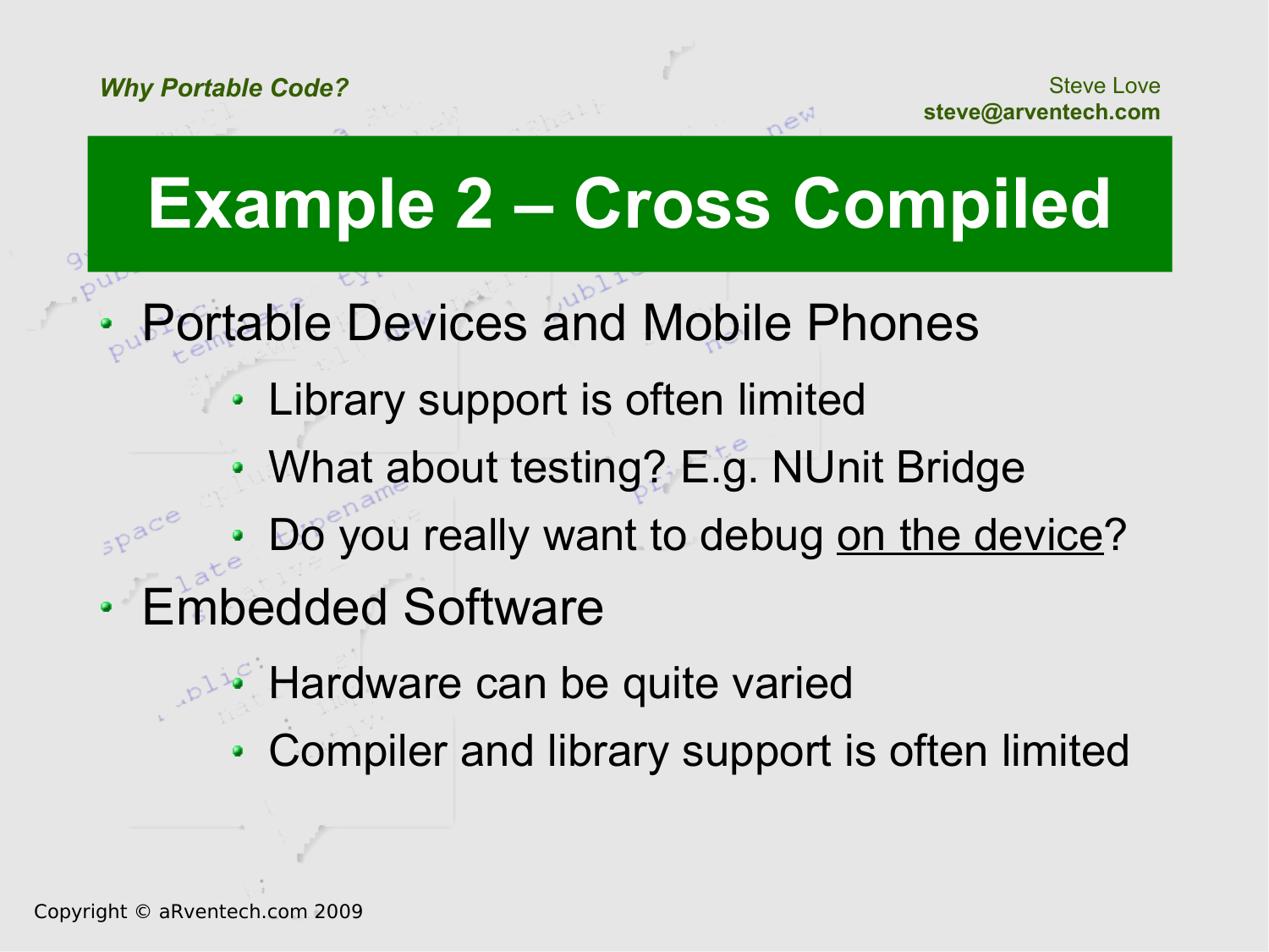# Example 2 – Cross Compiled

- Portable Devices and Mobile Phones
  - Library support is often limited
  - What about testing? E.g. NUnit Bridge
  - Do you really want to debug <u>on the device</u>?
- Embedded Software
  - Hardware can be quite varied
  - Compiler and library support is often limited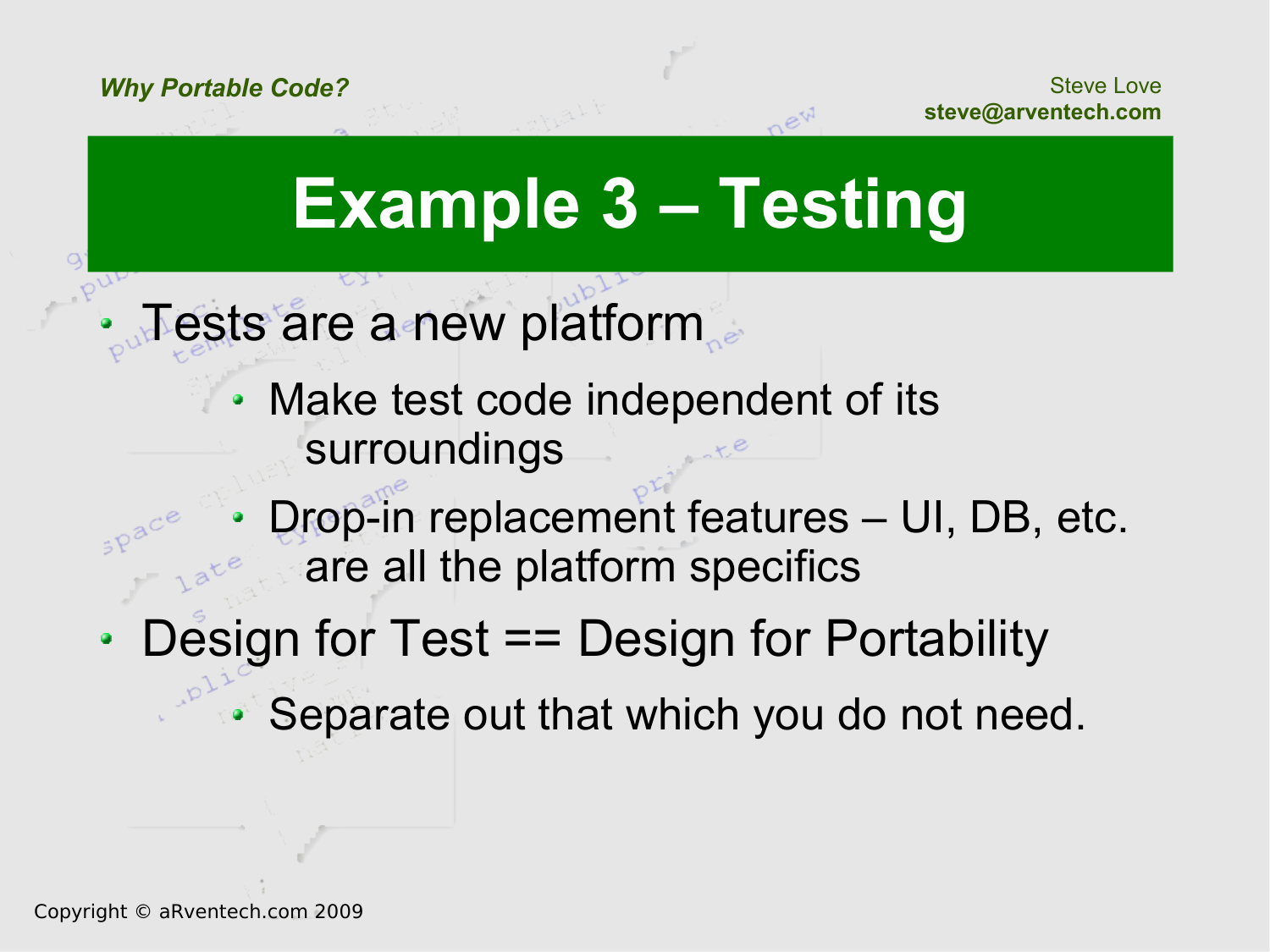# Example 3 – Testing

- Tests are a new platform
  - Make test code independent of its surroundings
  - Drop-in replacement features – UI, DB, etc. are all the platform specifics
- Design for Test == Design for Portability
  - Separate out that which you do not need.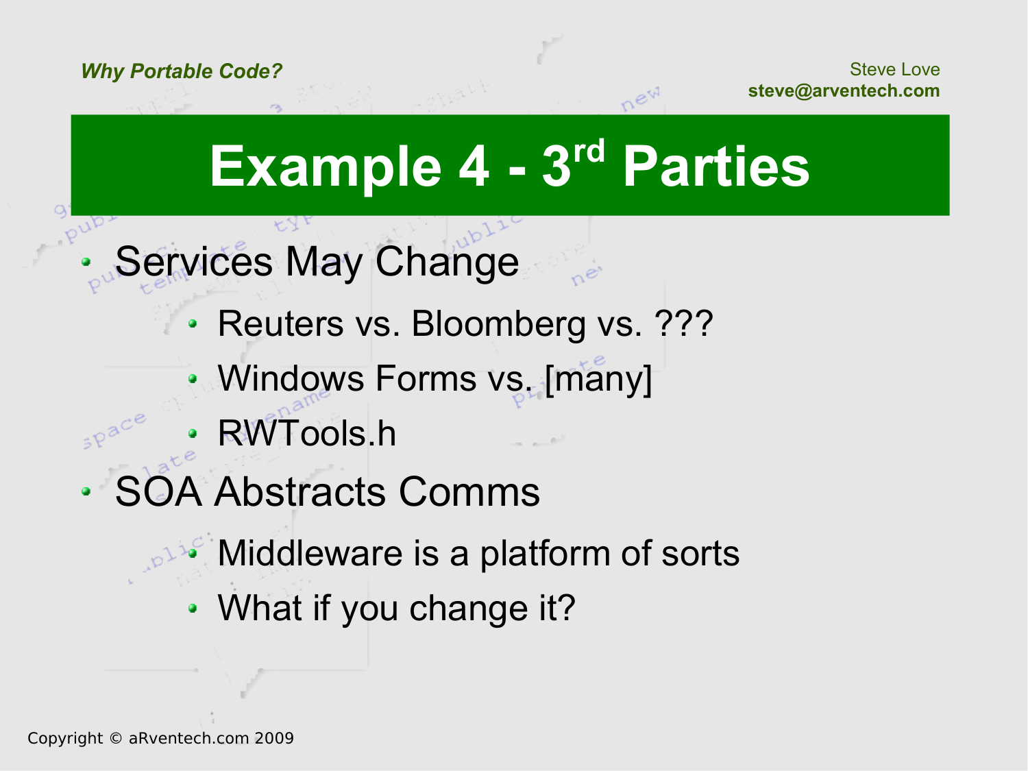# Example 4 - 3rd Parties

- Services May Change
  - Reuters vs. Bloomberg vs. ???
  - Windows Forms vs. [many]
  - RWTools.h
- SOA Abstracts Comms
  - Middleware is a platform of sorts
  - What if you change it?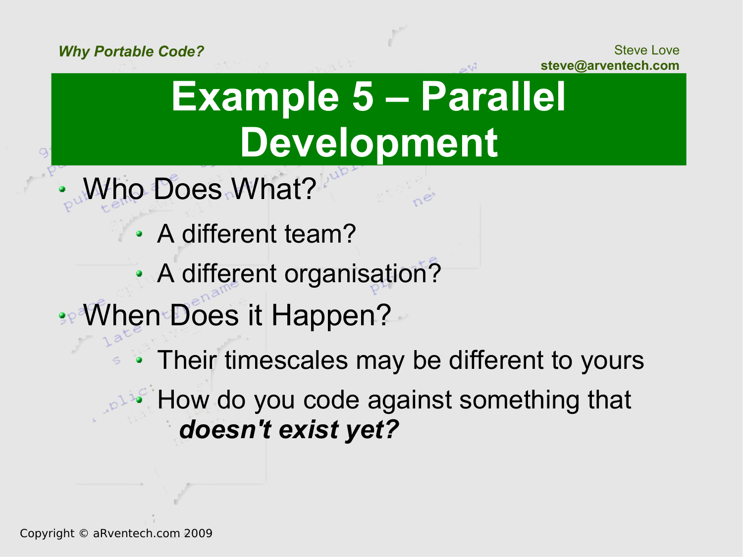# Example 5 – Parallel Development

- Who Does What?
  - A different team?
  - A different organisation?
- When Does it Happen?
  - Their timescales may be different to yours
  - How do you code against something that ***doesn't exist yet?***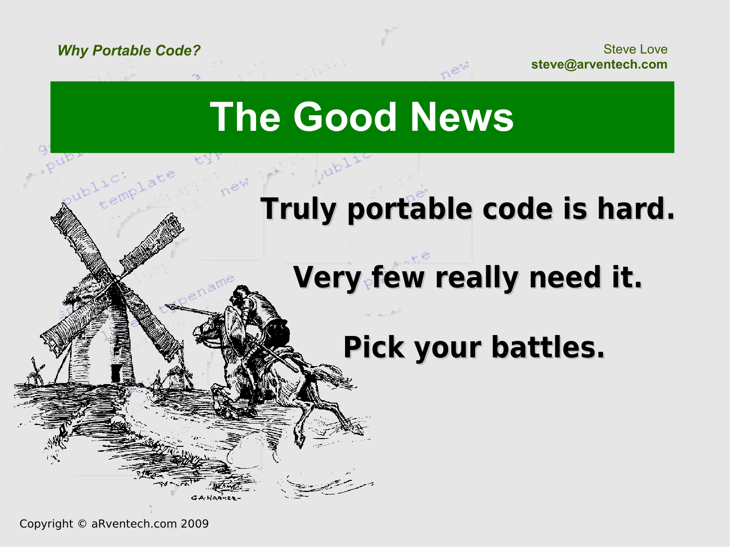# The Good News

**Truly portable code is hard.**

**Very few really need it.**

**Pick your battles.**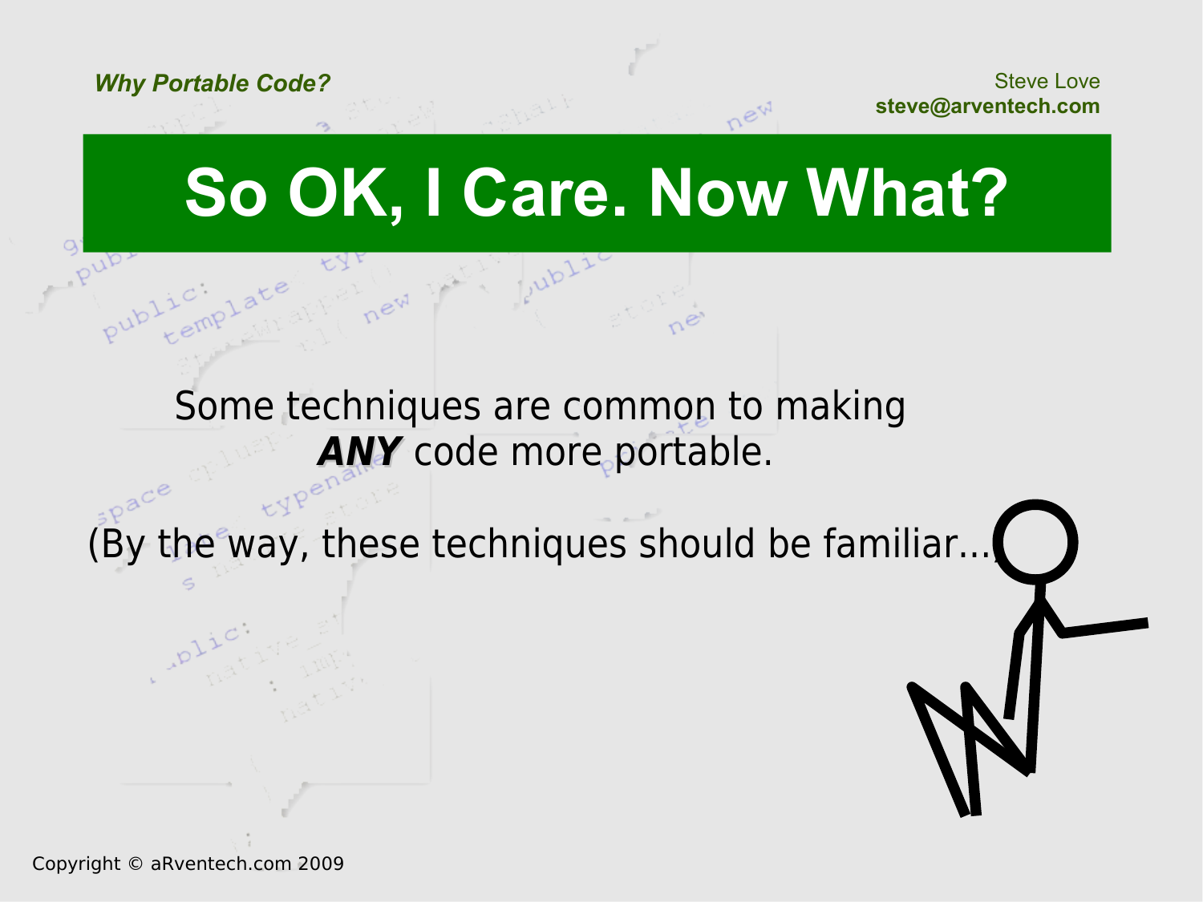# So OK, I Care. Now What?

Some techniques are common to making ***ANY*** code more portable.

(By the way, these techniques should be familiar...)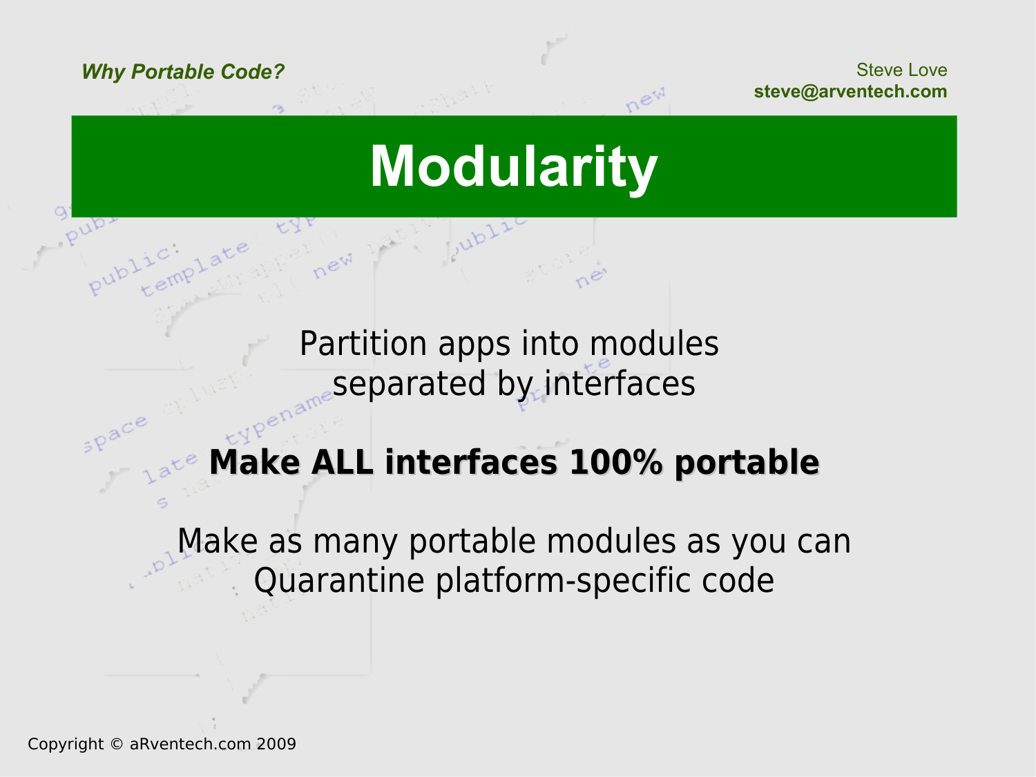# Modularity

Partition apps into modules separated by interfaces

**Make ALL interfaces 100% portable**

Make as many portable modules as you can
Quarantine platform-specific code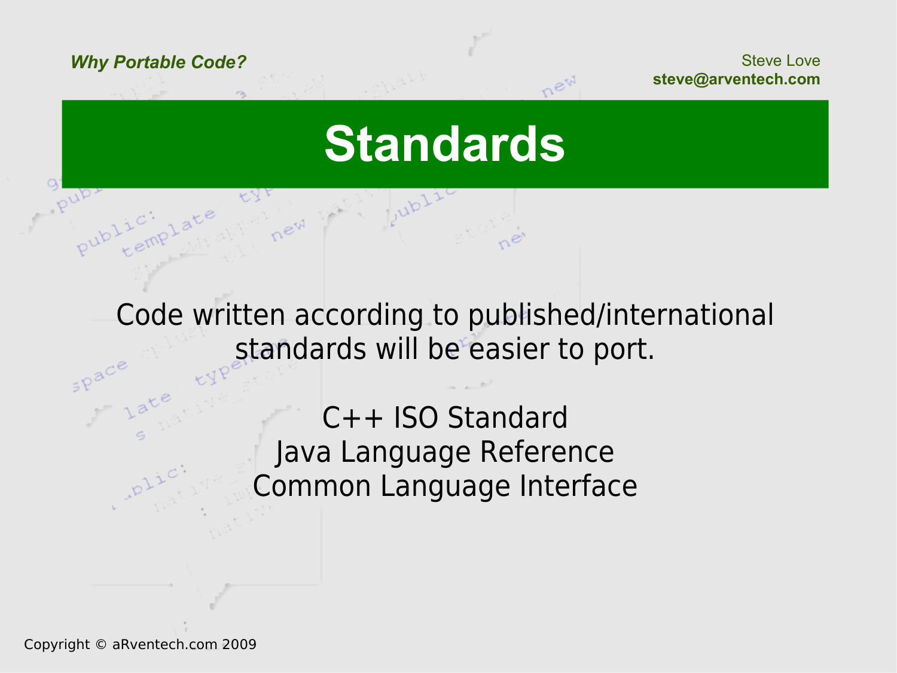# Standards

Code written according to published/international standards will be easier to port.

C++ ISO Standard
Java Language Reference
Common Language Interface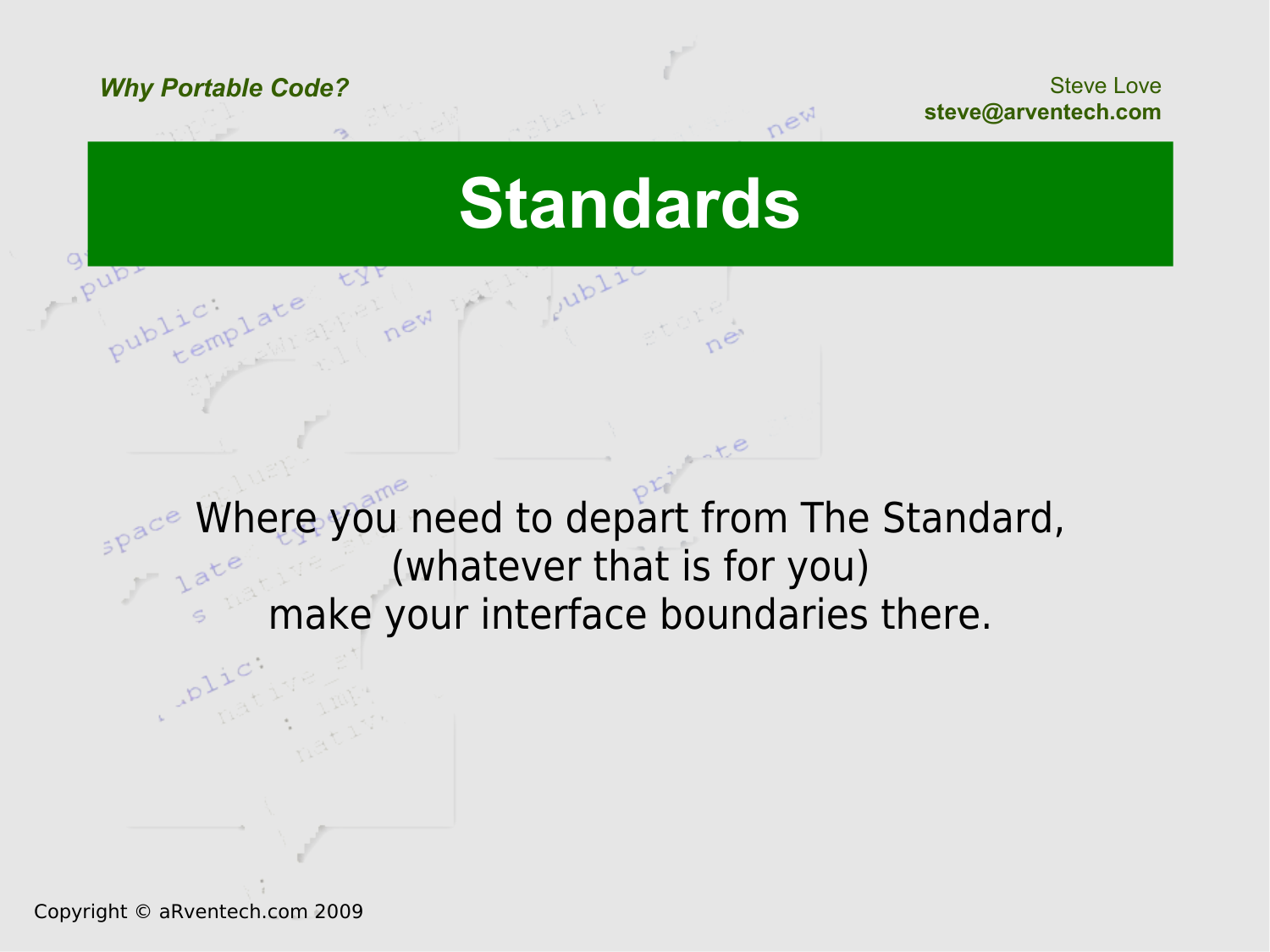# Standards

Where you need to depart from The Standard,
(whatever that is for you)
make your interface boundaries there.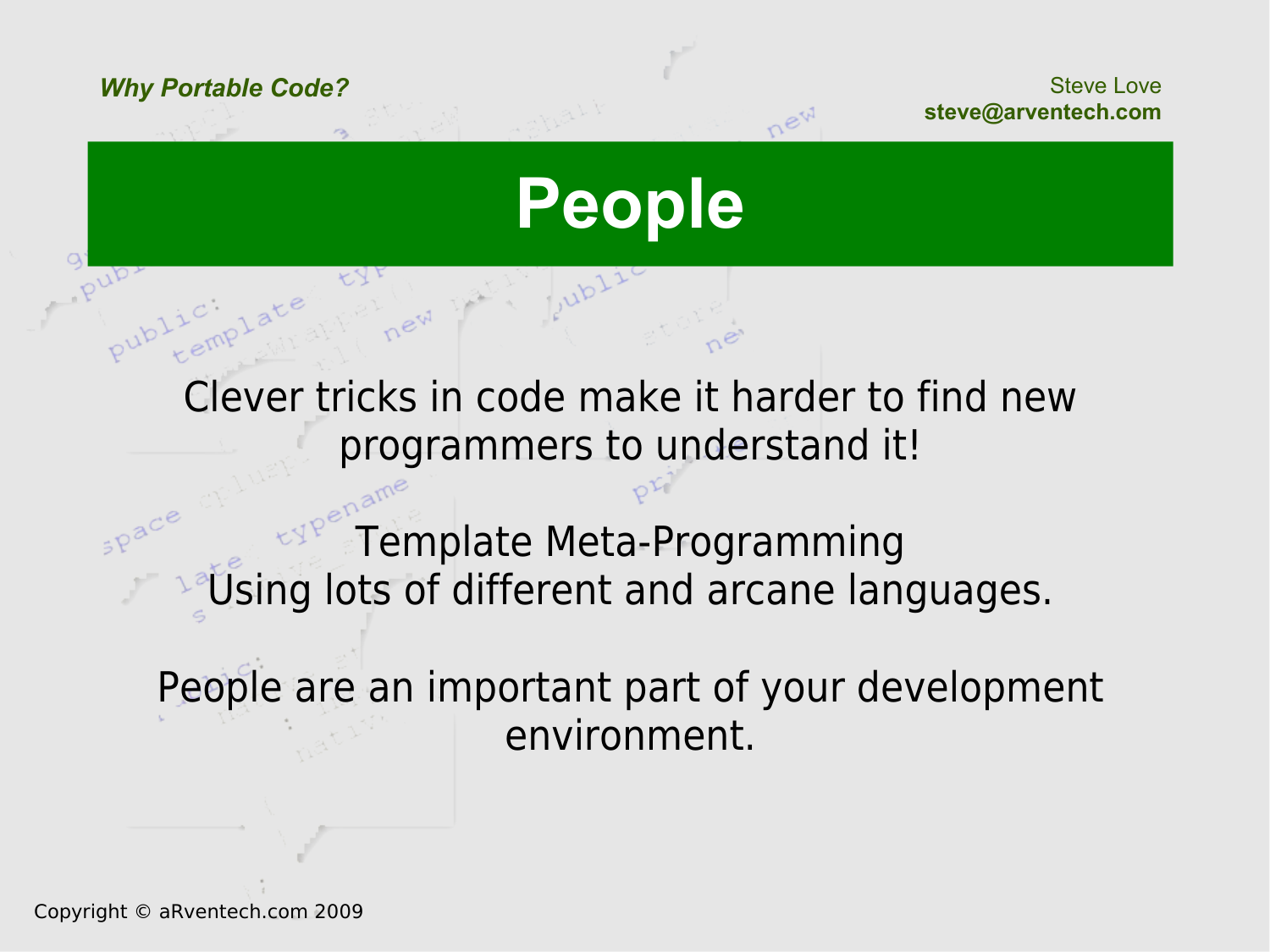# People

Clever tricks in code make it harder to find new programmers to understand it!

Template Meta-Programming
Using lots of different and arcane languages.

People are an important part of your development environment.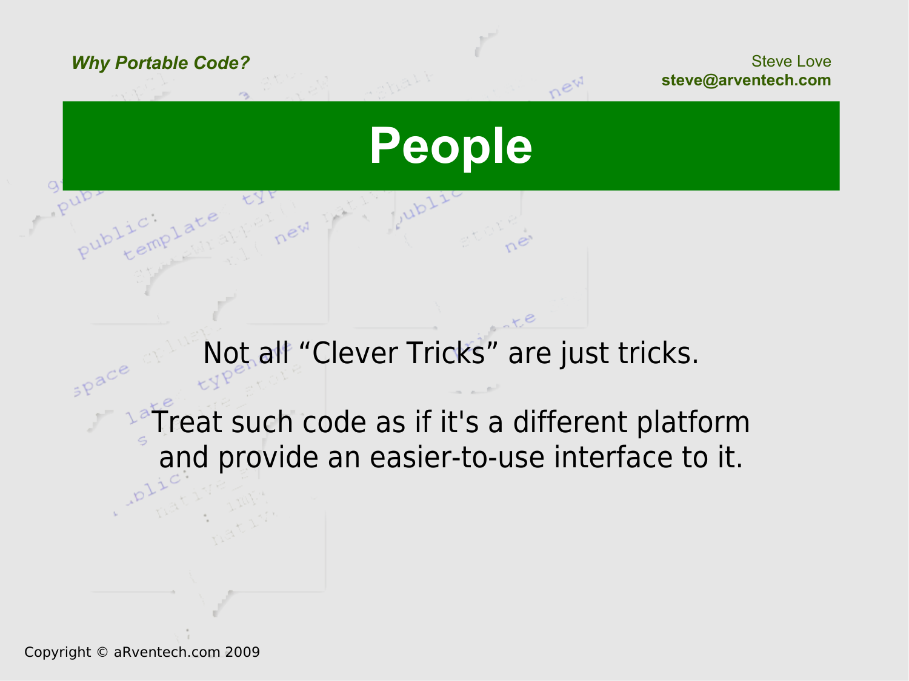# People

Not all “Clever Tricks” are just tricks.

Treat such code as if it's a different platform and provide an easier-to-use interface to it.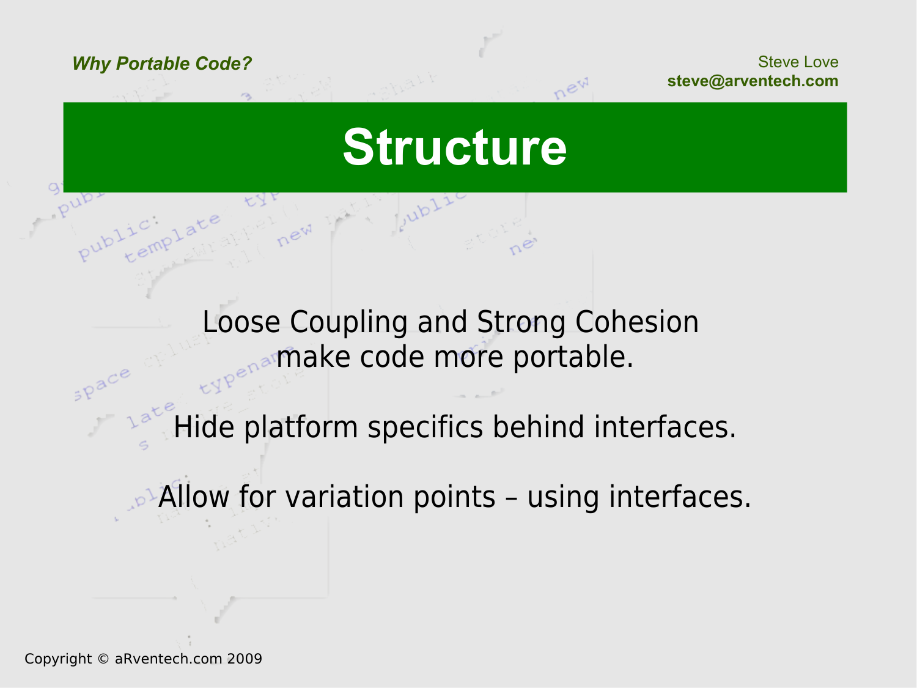# Structure

Loose Coupling and Strong Cohesion make code more portable.

Hide platform specifics behind interfaces.

Allow for variation points – using interfaces.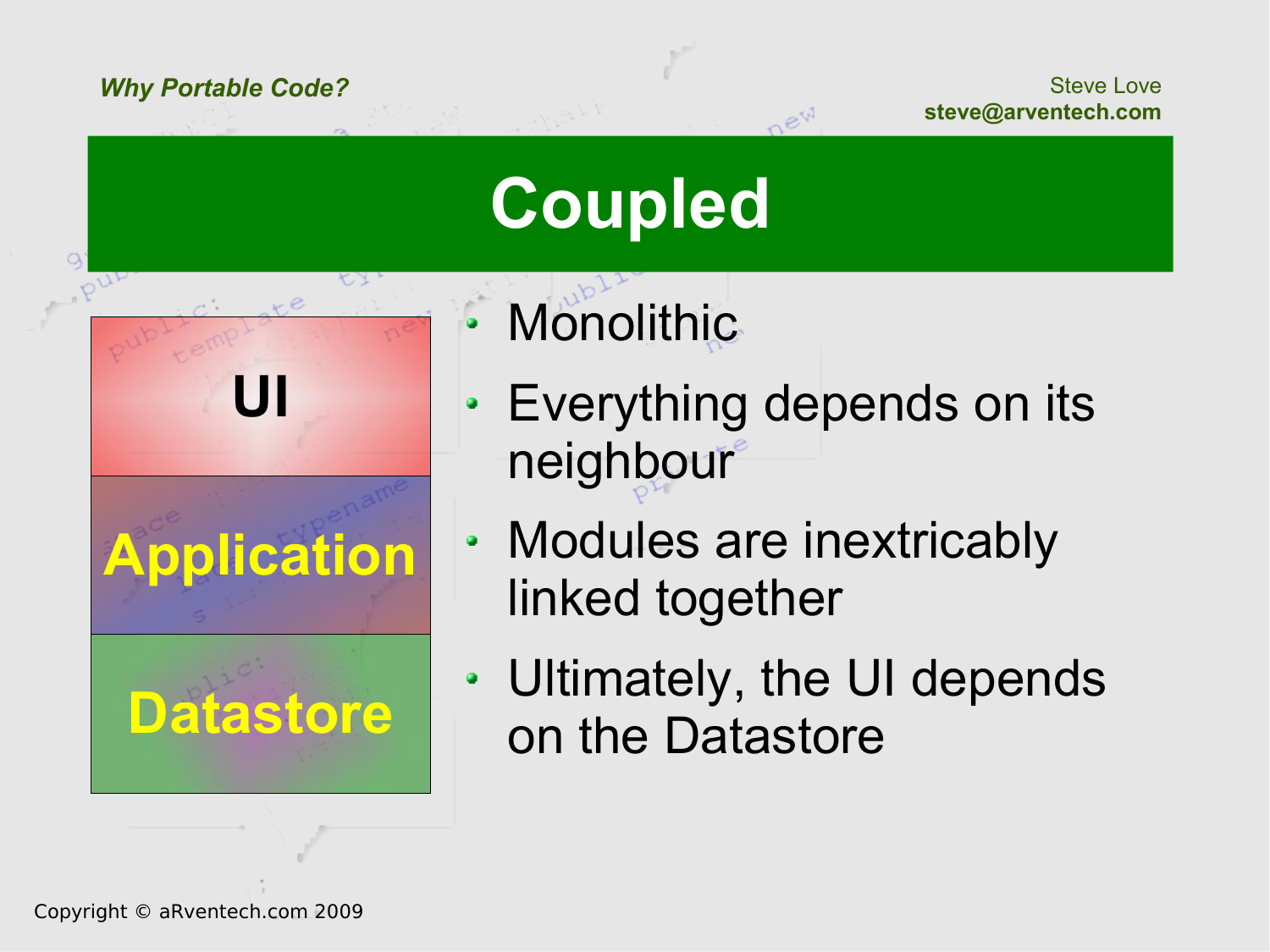# Coupled

UI

Application

Datastore

- Monolithic
- Everything depends on its neighbour
- Modules are inextricably linked together
- Ultimately, the UI depends on the Datastore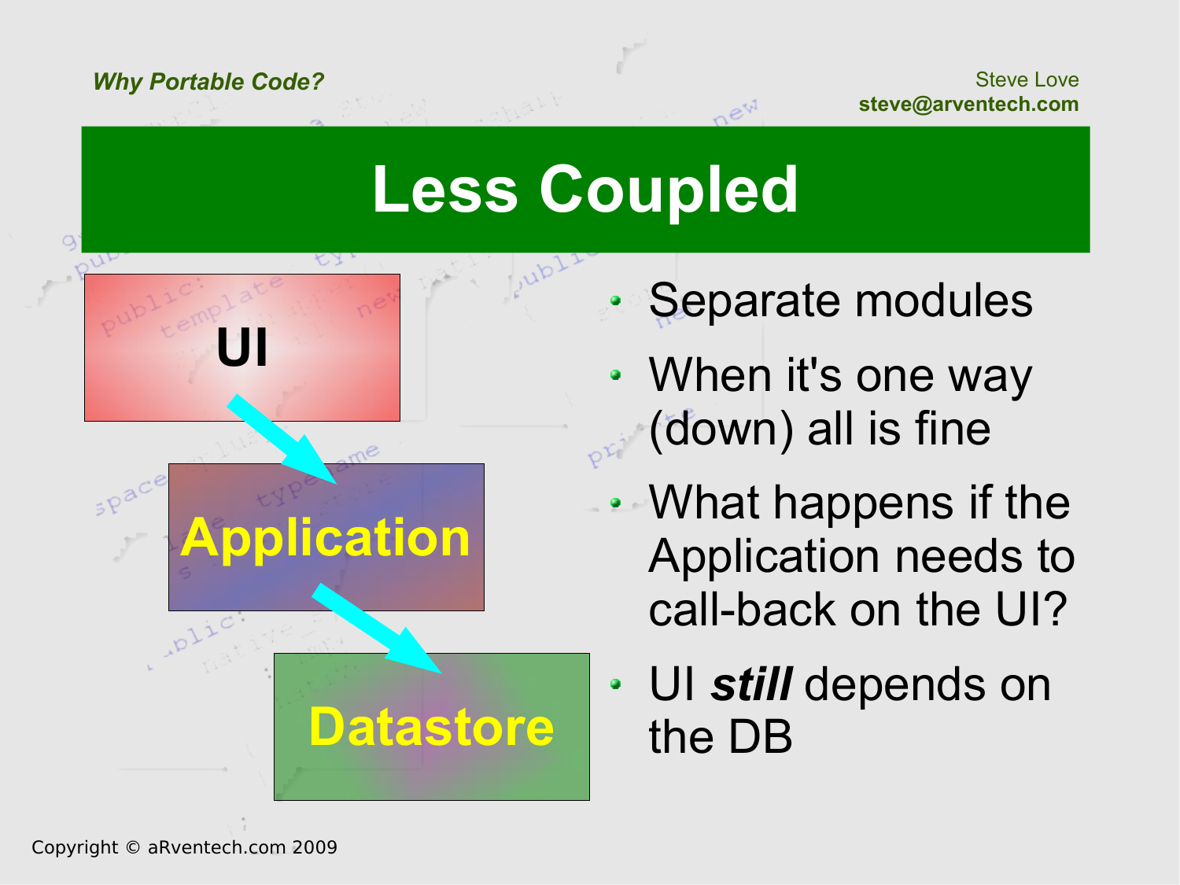# Less Coupled

UI

Application

Datastore

- Separate modules
- When it's one way (down) all is fine
- What happens if the Application needs to call-back on the UI?
- UI ***still*** depends on the DB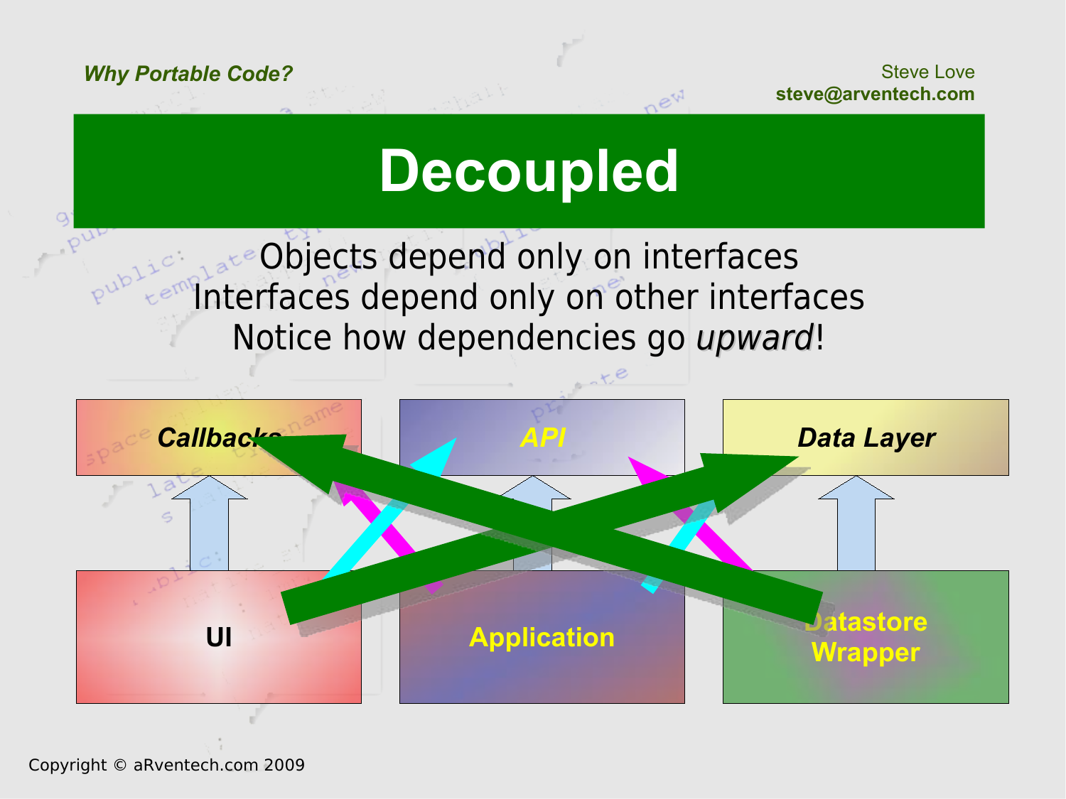# Decoupled

Objects depend only on interfaces
Interfaces depend only on other interfaces
Notice how dependencies go *upward*!

Callbacks | API | Data Layer

UI | Application | Datastore Wrapper

Copyright © aRventech.com 2009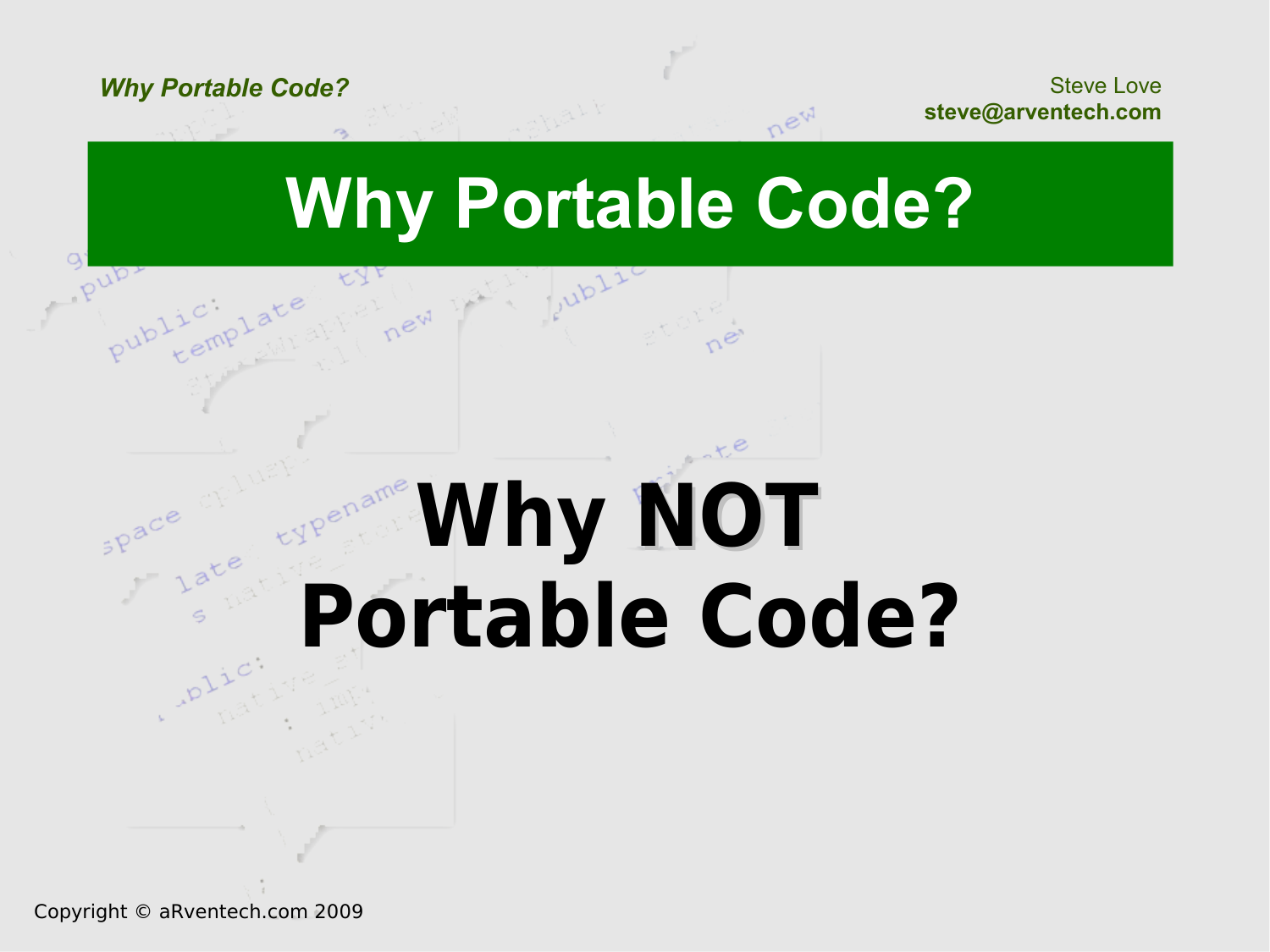# Why Portable Code?

## Why NOT Portable Code?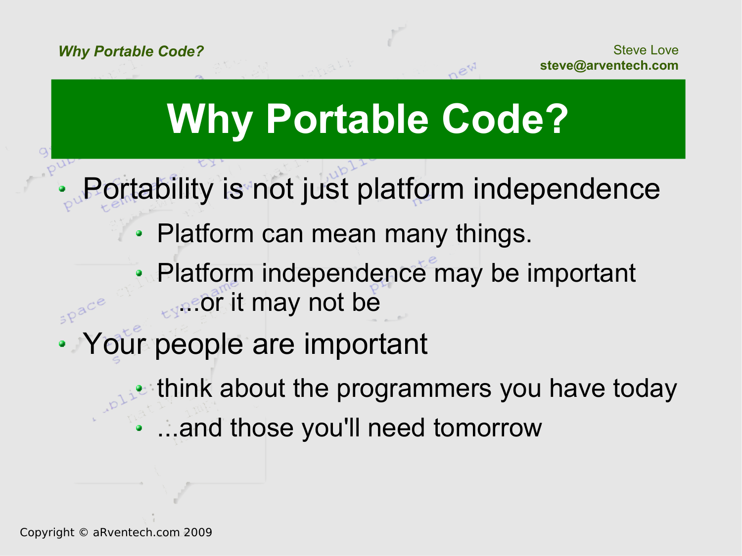# Why Portable Code?

- Portability is not just platform independence
  - Platform can mean many things.
  - Platform independence may be important ...or it may not be
- Your people are important
  - think about the programmers you have today
  - ...and those you'll need tomorrow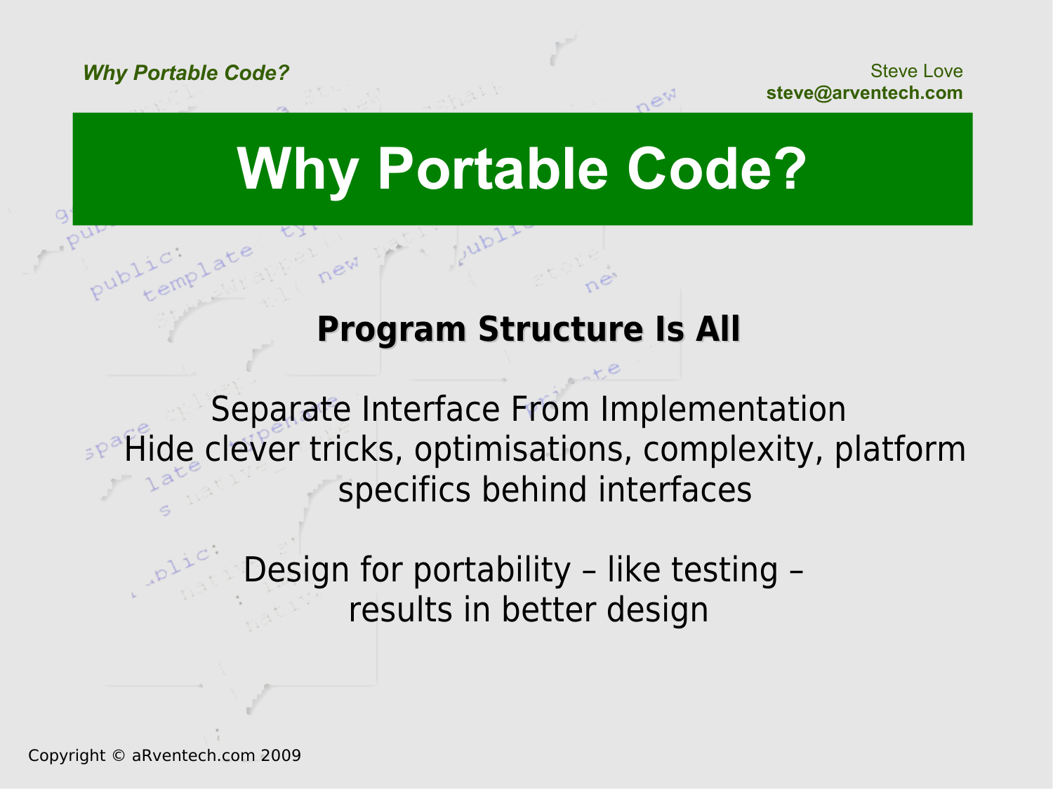# Why Portable Code?

## Program Structure Is All

Separate Interface From Implementation
Hide clever tricks, optimisations, complexity, platform specifics behind interfaces

Design for portability – like testing – results in better design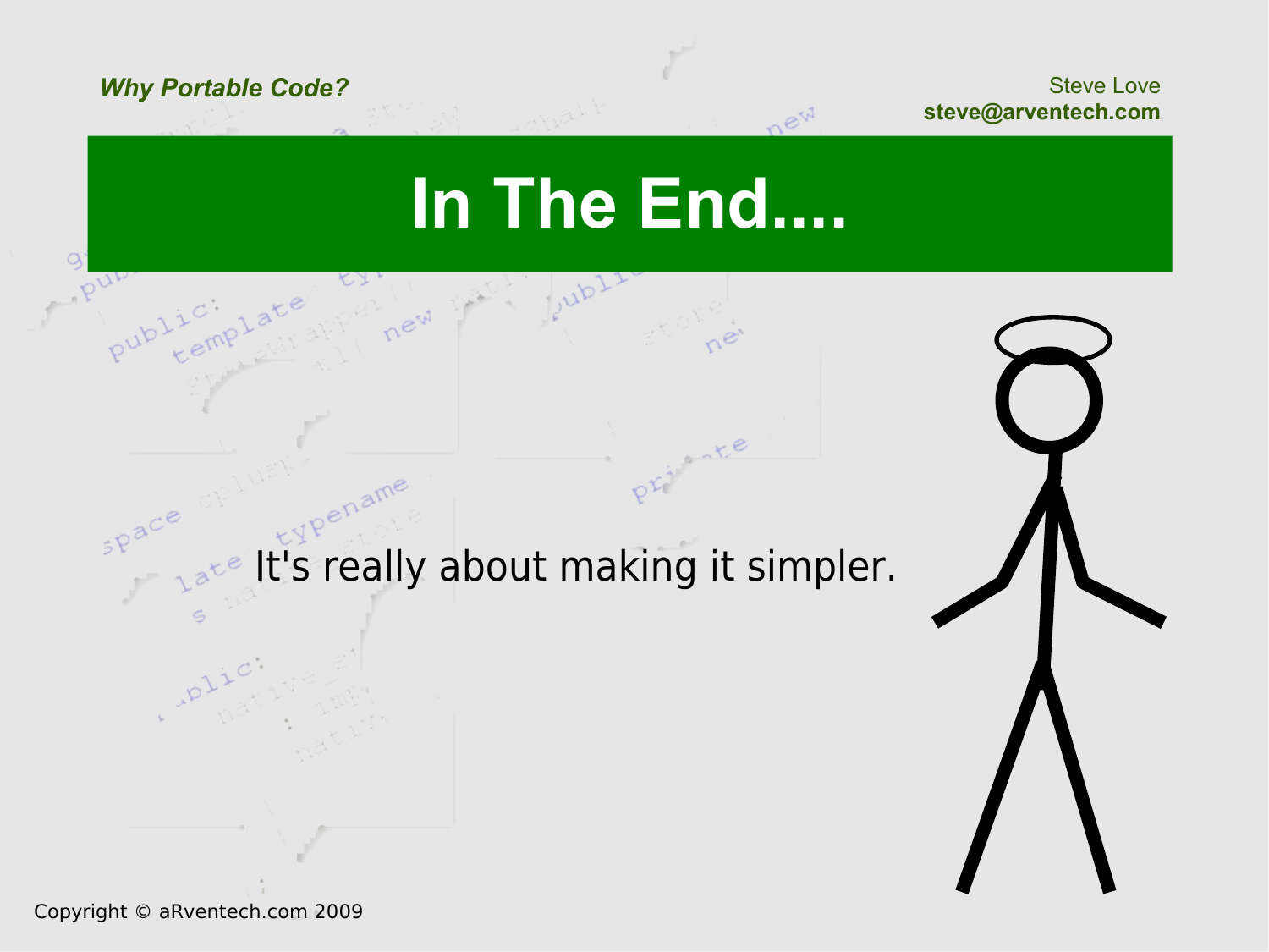# In The End....

It's really about making it simpler.